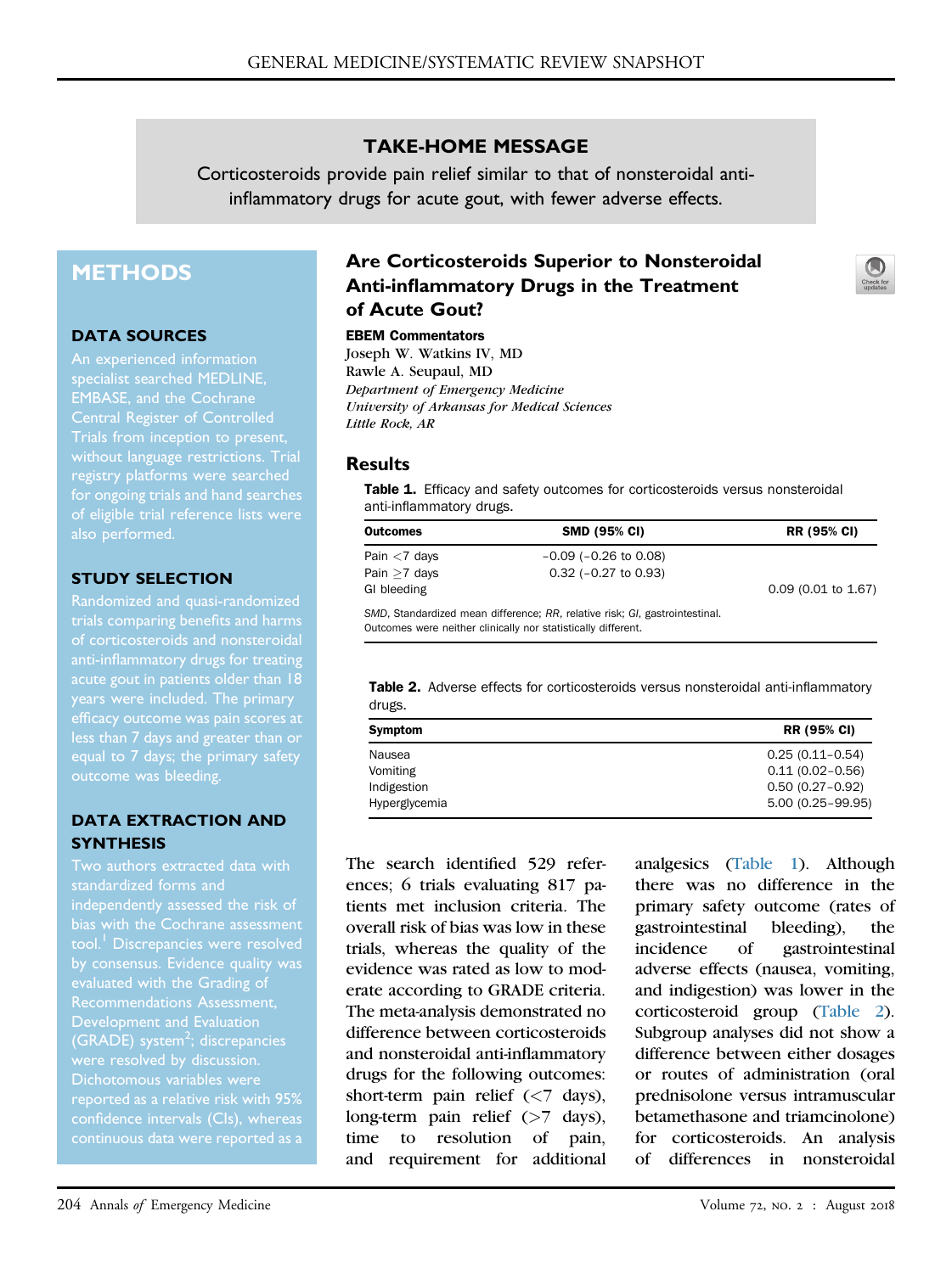## TAKE-HOME MESSAGE

Corticosteroids provide pain relief similar to that of nonsteroidal anti-inflammatory drugs for acute gout, with fewer adverse effects.

# Are Corticosteroids Superior to Nonsteroidal Anti-inflammatory Drugs in the Treatment of Acute Gout?

**EBEM Commentators**
Joseph W. Watkins IV, MD
Rawle A. Seupaul, MD
*Department of Emergency Medicine*
*University of Arkansas for Medical Sciences*
*Little Rock, AR*

## METHODS

### DATA SOURCES

An experienced information specialist searched MEDLINE, EMBASE, and the Cochrane Central Register of Controlled Trials from inception to present, without language restrictions. Trial registry platforms were searched for ongoing trials and hand searches of eligible trial reference lists were also performed.

### STUDY SELECTION

Randomized and quasi-randomized trials comparing benefits and harms of corticosteroids and nonsteroidal anti-inflammatory drugs for treating acute gout in patients older than 18 years were included. The primary efficacy outcome was pain scores at less than 7 days and greater than or equal to 7 days; the primary safety outcome was bleeding.

### DATA EXTRACTION AND SYNTHESIS

Two authors extracted data with standardized forms and independently assessed the risk of bias with the Cochrane assessment tool.[1] Discrepancies were resolved by consensus. Evidence quality was evaluated with the Grading of Recommendations Assessment, Development and Evaluation (GRADE) system[2]; discrepancies were resolved by discussion. Dichotomous variables were reported as a relative risk with 95% confidence intervals (CIs), whereas continuous data were reported as a

## Results

**Table 1.** Efficacy and safety outcomes for corticosteroids versus nonsteroidal anti-inflammatory drugs.

| Outcomes | SMD (95% CI) | RR (95% CI) |
|---|---|---|
| Pain <7 days | −0.09 (−0.26 to 0.08) | |
| Pain ≥7 days | 0.32 (−0.27 to 0.93) | |
| GI bleeding | | 0.09 (0.01 to 1.67) |

*SMD*, Standardized mean difference; *RR*, relative risk; *GI*, gastrointestinal.
Outcomes were neither clinically nor statistically different.

**Table 2.** Adverse effects for corticosteroids versus nonsteroidal anti-inflammatory drugs.

| Symptom | RR (95% CI) |
|---|---|
| Nausea | 0.25 (0.11–0.54) |
| Vomiting | 0.11 (0.02–0.56) |
| Indigestion | 0.50 (0.27–0.92) |
| Hyperglycemia | 5.00 (0.25–99.95) |

The search identified 529 references; 6 trials evaluating 817 patients met inclusion criteria. The overall risk of bias was low in these trials, whereas the quality of the evidence was rated as low to moderate according to GRADE criteria. The meta-analysis demonstrated no difference between corticosteroids and nonsteroidal anti-inflammatory drugs for the following outcomes: short-term pain relief (<7 days), long-term pain relief (>7 days), time to resolution of pain, and requirement for additional analgesics (Table 1). Although there was no difference in the primary safety outcome (rates of gastrointestinal bleeding), the incidence of gastrointestinal adverse effects (nausea, vomiting, and indigestion) was lower in the corticosteroid group (Table 2). Subgroup analyses did not show a difference between either dosages or routes of administration (oral prednisolone versus intramuscular betamethasone and triamcinolone) for corticosteroids. An analysis of differences in nonsteroidal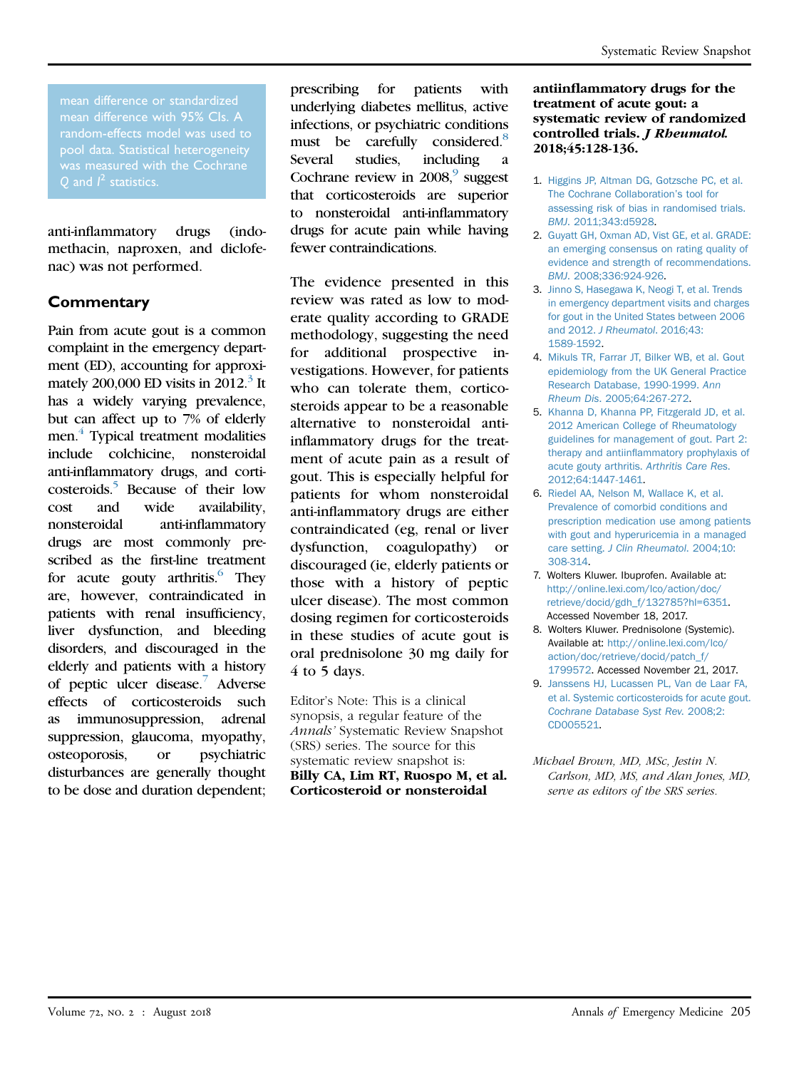mean difference or standardized mean difference with 95% CIs. A random-effects model was used to pool data. Statistical heterogeneity was measured with the Cochrane $Q$ and $I^2$ statistics.

anti-inflammatory drugs (indomethacin, naproxen, and diclofenac) was not performed.

## Commentary

Pain from acute gout is a common complaint in the emergency department (ED), accounting for approximately 200,000 ED visits in 2012.[3] It has a widely varying prevalence, but can affect up to 7% of elderly men.[4] Typical treatment modalities include colchicine, nonsteroidal anti-inflammatory drugs, and corticosteroids.[5] Because of their low cost and wide availability, nonsteroidal anti-inflammatory drugs are most commonly prescribed as the first-line treatment for acute gouty arthritis.[6] They are, however, contraindicated in patients with renal insufficiency, liver dysfunction, and bleeding disorders, and discouraged in the elderly and patients with a history of peptic ulcer disease.[7] Adverse effects of corticosteroids such as immunosuppression, adrenal suppression, glaucoma, myopathy, osteoporosis, or psychiatric disturbances are generally thought to be dose and duration dependent; prescribing for patients with underlying diabetes mellitus, active infections, or psychiatric conditions must be carefully considered.[8] Several studies, including a Cochrane review in 2008,[9] suggest that corticosteroids are superior to nonsteroidal anti-inflammatory drugs for acute pain while having fewer contraindications.

The evidence presented in this review was rated as low to moderate quality according to GRADE methodology, suggesting the need for additional prospective investigations. However, for patients who can tolerate them, corticosteroids appear to be a reasonable alternative to nonsteroidal anti-inflammatory drugs for the treatment of acute pain as a result of gout. This is especially helpful for patients for whom nonsteroidal anti-inflammatory drugs are either contraindicated (eg, renal or liver dysfunction, coagulopathy) or discouraged (ie, elderly patients or those with a history of peptic ulcer disease). The most common dosing regimen for corticosteroids in these studies of acute gout is oral prednisolone 30 mg daily for 4 to 5 days.

Editor's Note: This is a clinical synopsis, a regular feature of the *Annals'* Systematic Review Snapshot (SRS) series. The source for this systematic review snapshot is: **Billy CA, Lim RT, Ruospo M, et al. Corticosteroid or nonsteroidal antiinflammatory drugs for the treatment of acute gout: a systematic review of randomized controlled trials. *J Rheumatol.* 2018;45:128-136.**

1. Higgins JP, Altman DG, Gotzsche PC, et al. The Cochrane Collaboration's tool for assessing risk of bias in randomised trials. *BMJ.* 2011;343:d5928.
2. Guyatt GH, Oxman AD, Vist GE, et al. GRADE: an emerging consensus on rating quality of evidence and strength of recommendations. *BMJ.* 2008;336:924-926.
3. Jinno S, Hasegawa K, Neogi T, et al. Trends in emergency department visits and charges for gout in the United States between 2006 and 2012. *J Rheumatol.* 2016;43:1589-1592.
4. Mikuls TR, Farrar JT, Bilker WB, et al. Gout epidemiology from the UK General Practice Research Database, 1990-1999. *Ann Rheum Dis.* 2005;64:267-272.
5. Khanna D, Khanna PP, Fitzgerald JD, et al. 2012 American College of Rheumatology guidelines for management of gout. Part 2: therapy and antiinflammatory prophylaxis of acute gouty arthritis. *Arthritis Care Res.* 2012;64:1447-1461.
6. Riedel AA, Nelson M, Wallace K, et al. Prevalence of comorbid conditions and prescription medication use among patients with gout and hyperuricemia in a managed care setting. *J Clin Rheumatol.* 2004;10:308-314.
7. Wolters Kluwer. Ibuprofen. Available at: http://online.lexi.com/lco/action/doc/retrieve/docid/gdh_f/132785?hl=6351. Accessed November 18, 2017.
8. Wolters Kluwer. Prednisolone (Systemic). Available at: http://online.lexi.com/lco/action/doc/retrieve/docid/patch_f/1799572. Accessed November 21, 2017.
9. Janssens HJ, Lucassen PL, Van de Laar FA, et al. Systemic corticosteroids for acute gout. *Cochrane Database Syst Rev.* 2008;2:CD005521.

*Michael Brown, MD, MSc, Jestin N. Carlson, MD, MS, and Alan Jones, MD, serve as editors of the SRS series.*